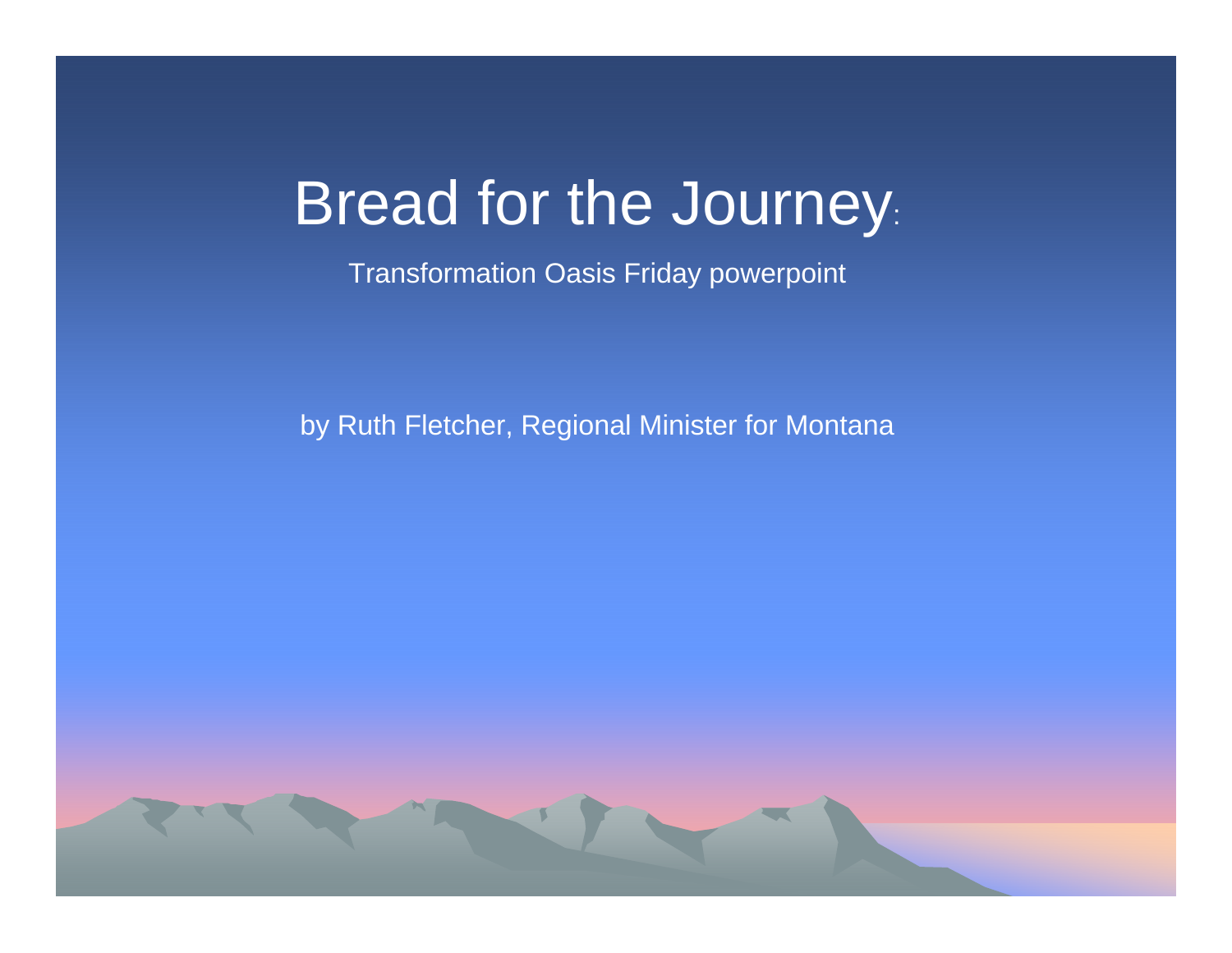# Bread for the Journey:

Transformation Oasis Friday powerpoint

by Ruth Fletcher, Regional Minister for Montana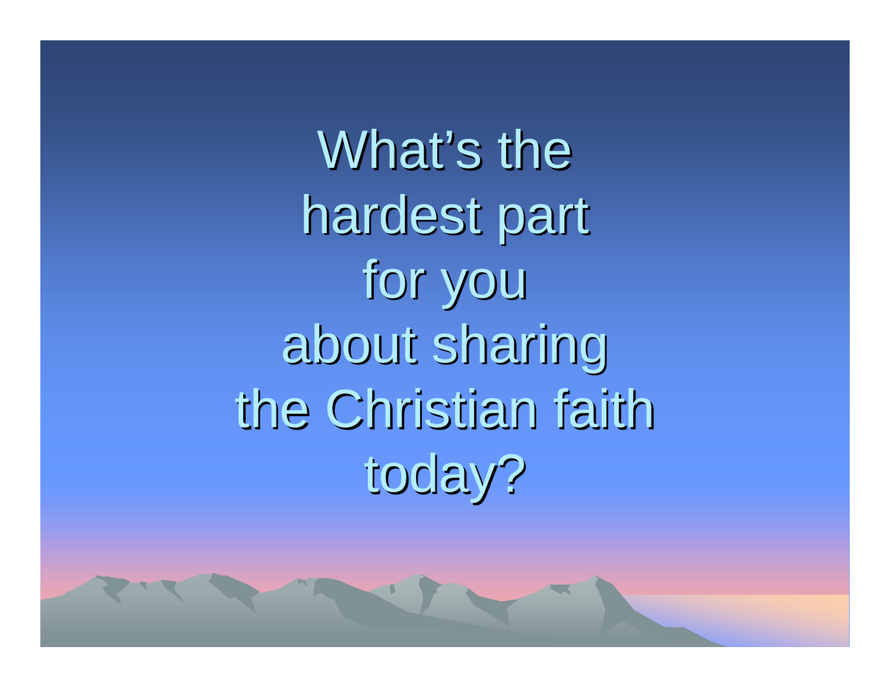What's the hardest part for you about sharing the Christian faith today?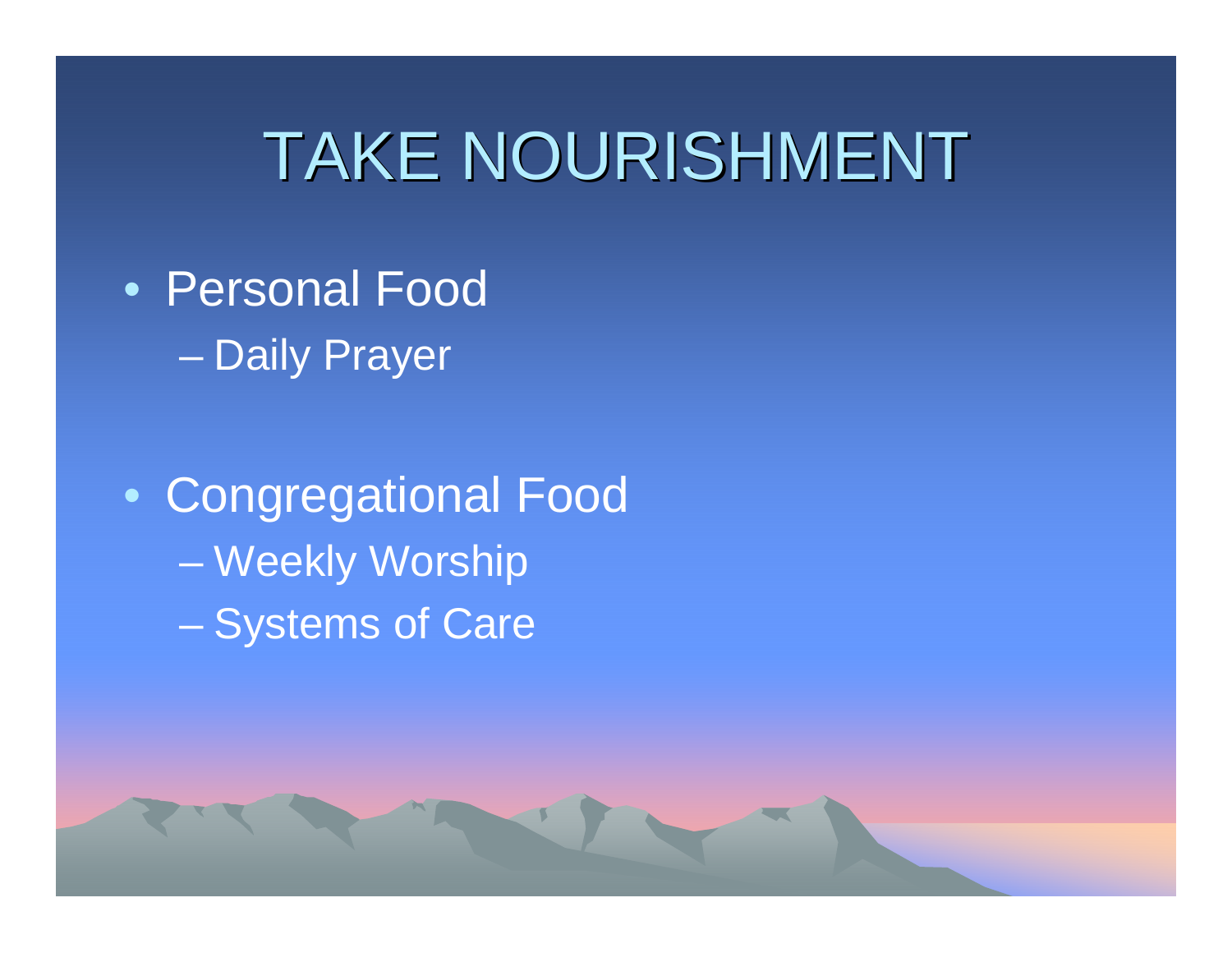# TAKE NOURISHMENT

- Personal Food
  - Daily Prayer

- Congregational Food
  - Weekly Worship
  - Systems of Care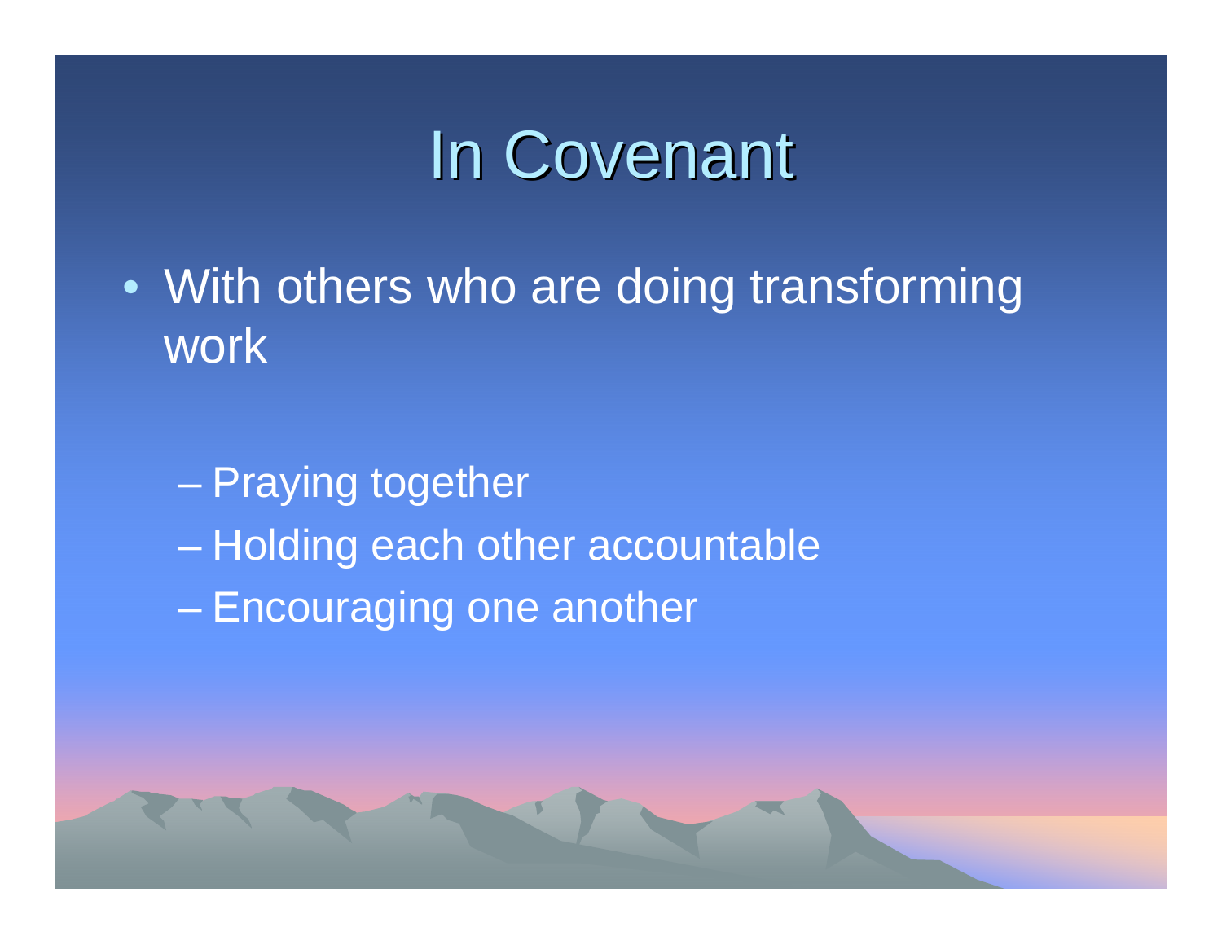# In Covenant

- With others who are doing transforming work
  - Praying together
  - Holding each other accountable
  - Encouraging one another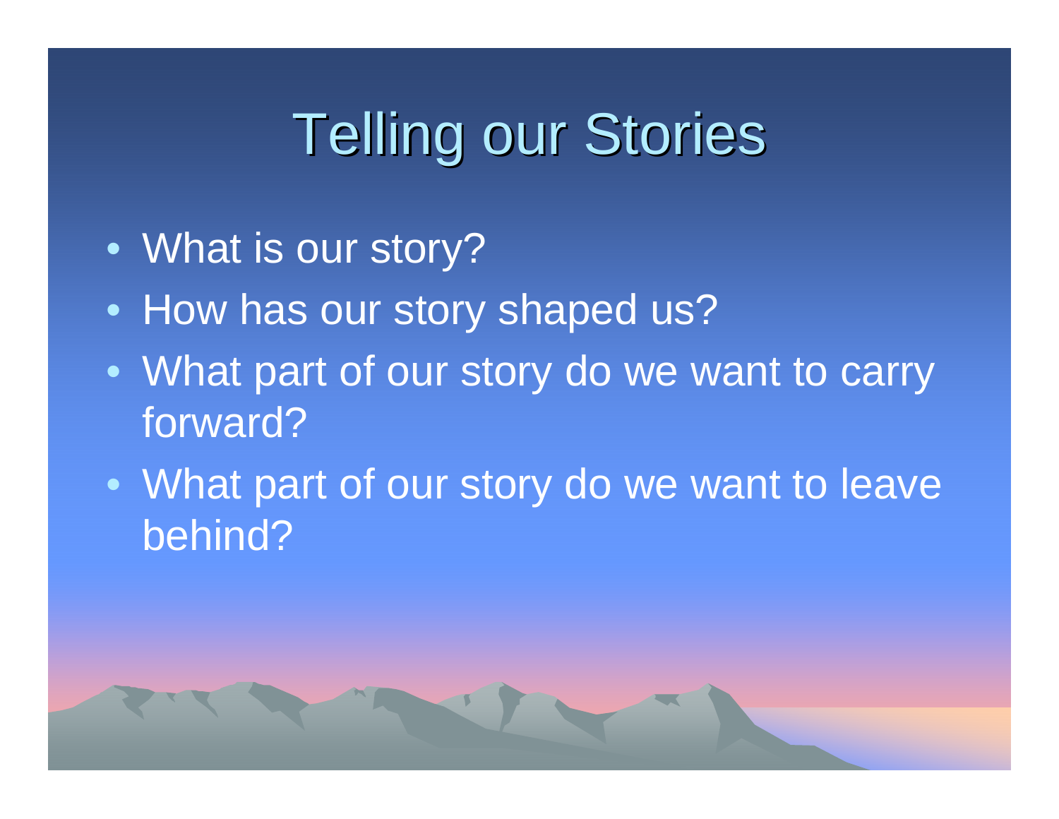# Telling our Stories

- What is our story?
- How has our story shaped us?
- What part of our story do we want to carry forward?
- What part of our story do we want to leave behind?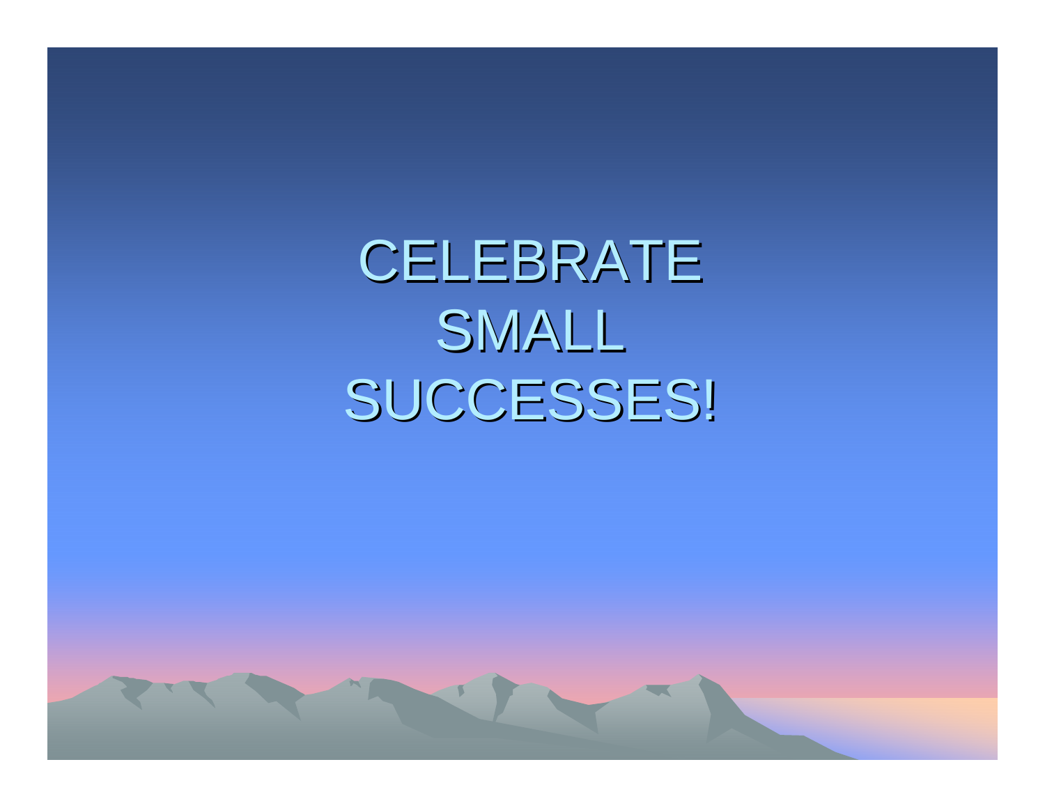# CELEBRATE SMALL SUCCESSES!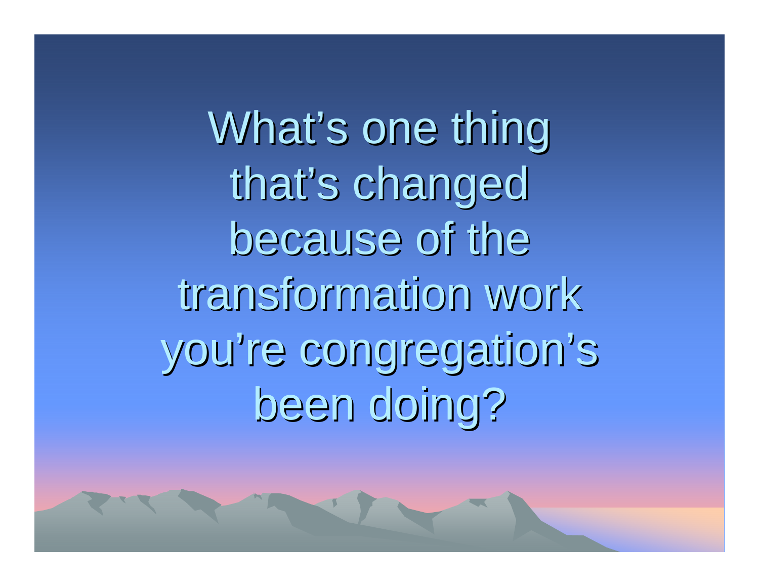What's one thing that's changed because of the transformation work you're congregation's been doing?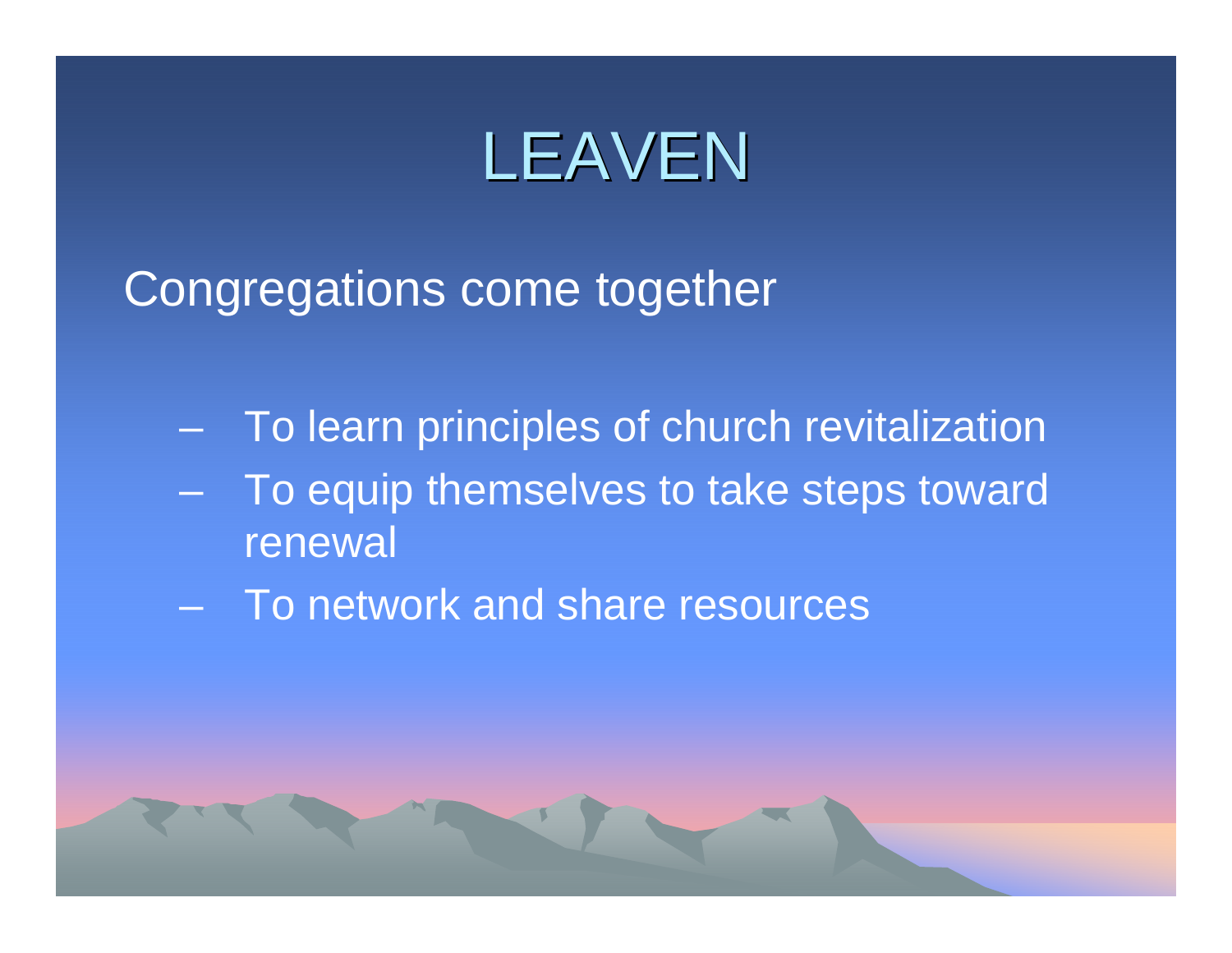# LEAVEN

Congregations come together

- To learn principles of church revitalization
- To equip themselves to take steps toward renewal
- To network and share resources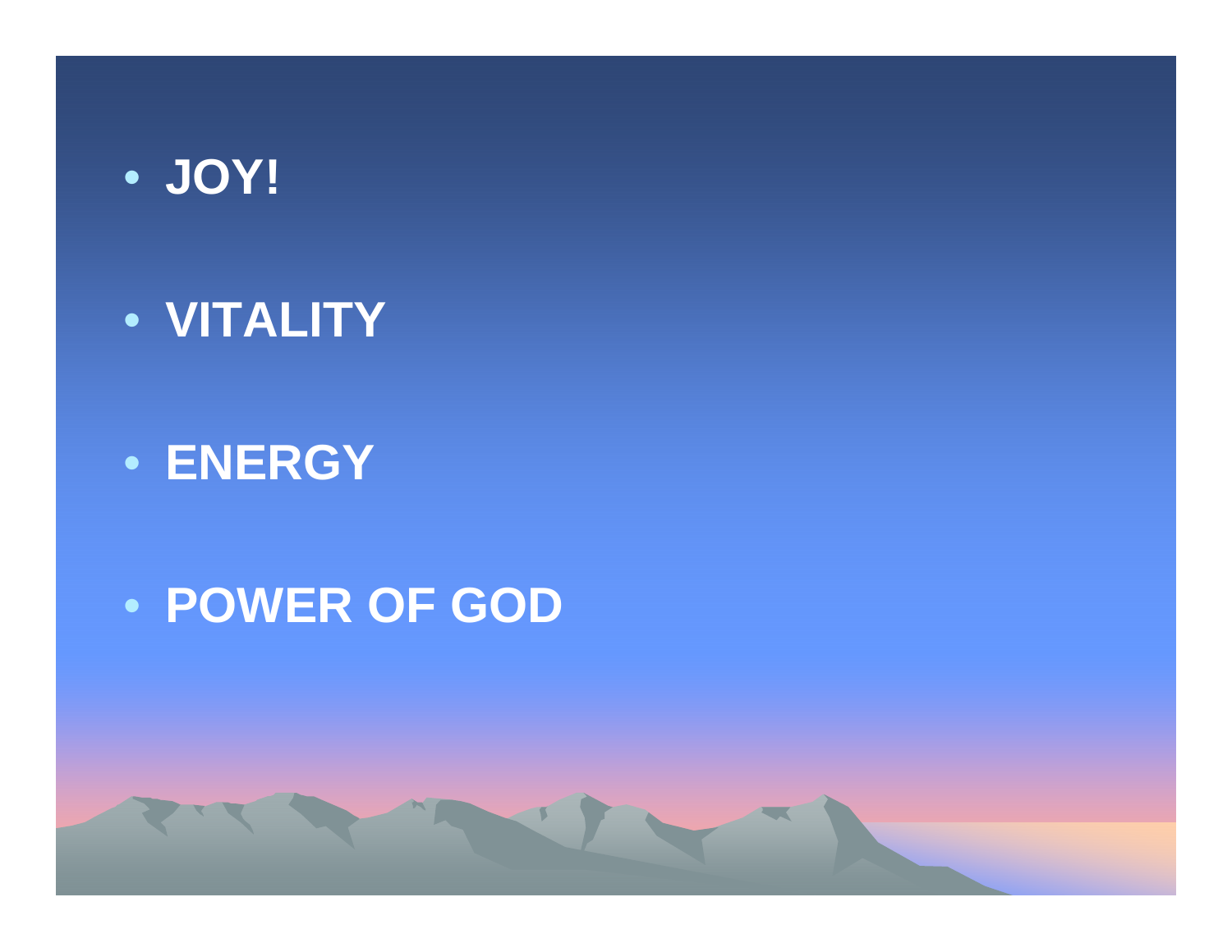- **JOY!**
- **VITALITY**
- **ENERGY**
- **POWER OF GOD**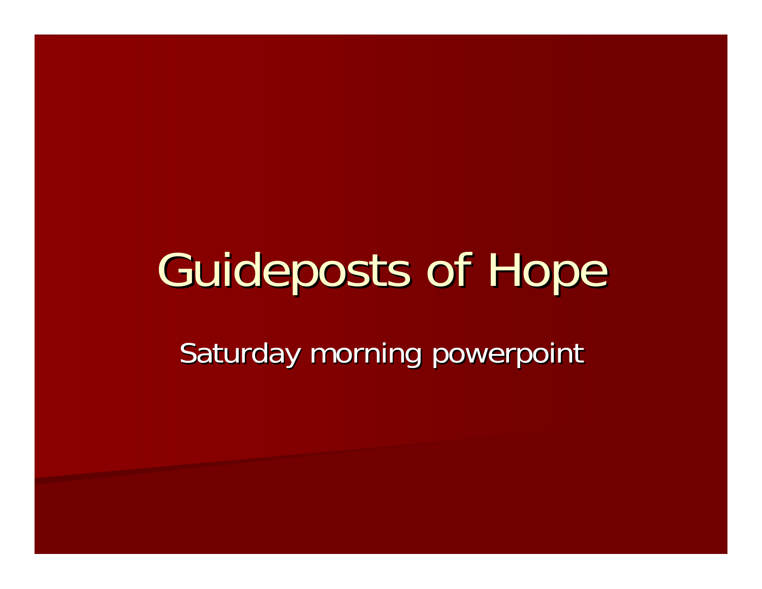# Guideposts of Hope

Saturday morning powerpoint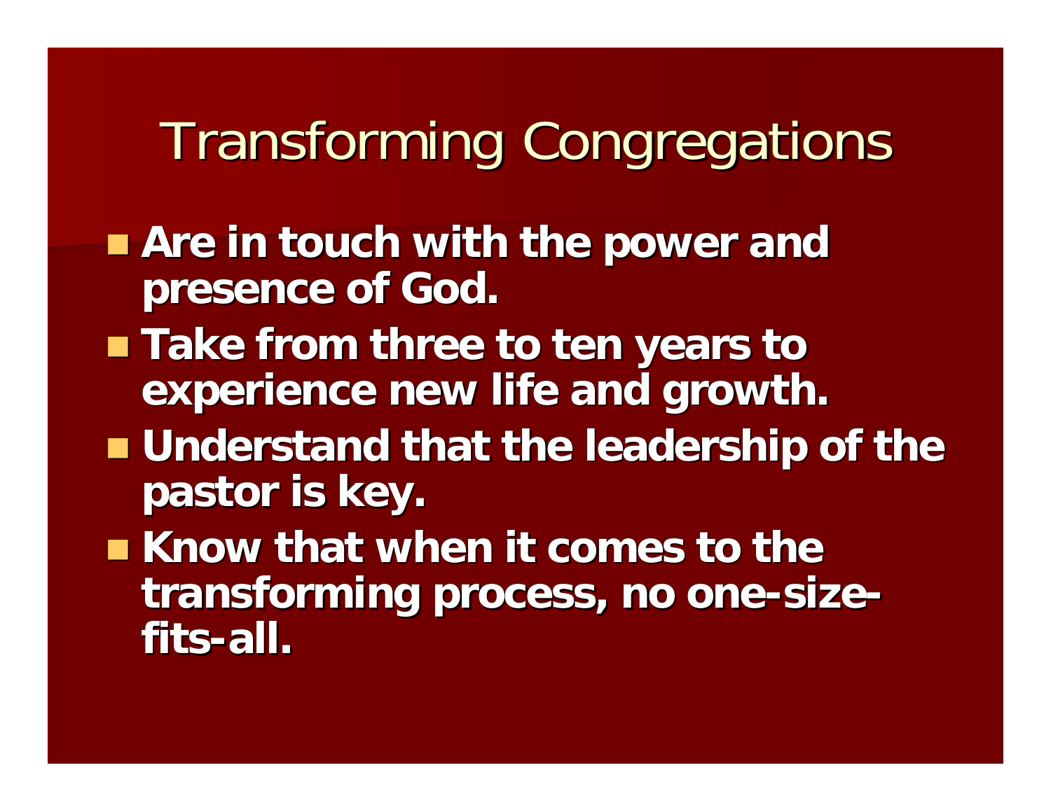# Transforming Congregations

- **Are in touch with the power and presence of God.**
- **Take from three to ten years to experience new life and growth.**
- **Understand that the leadership of the pastor is key.**
- **Know that when it comes to the transforming process, no one-size-fits-all.**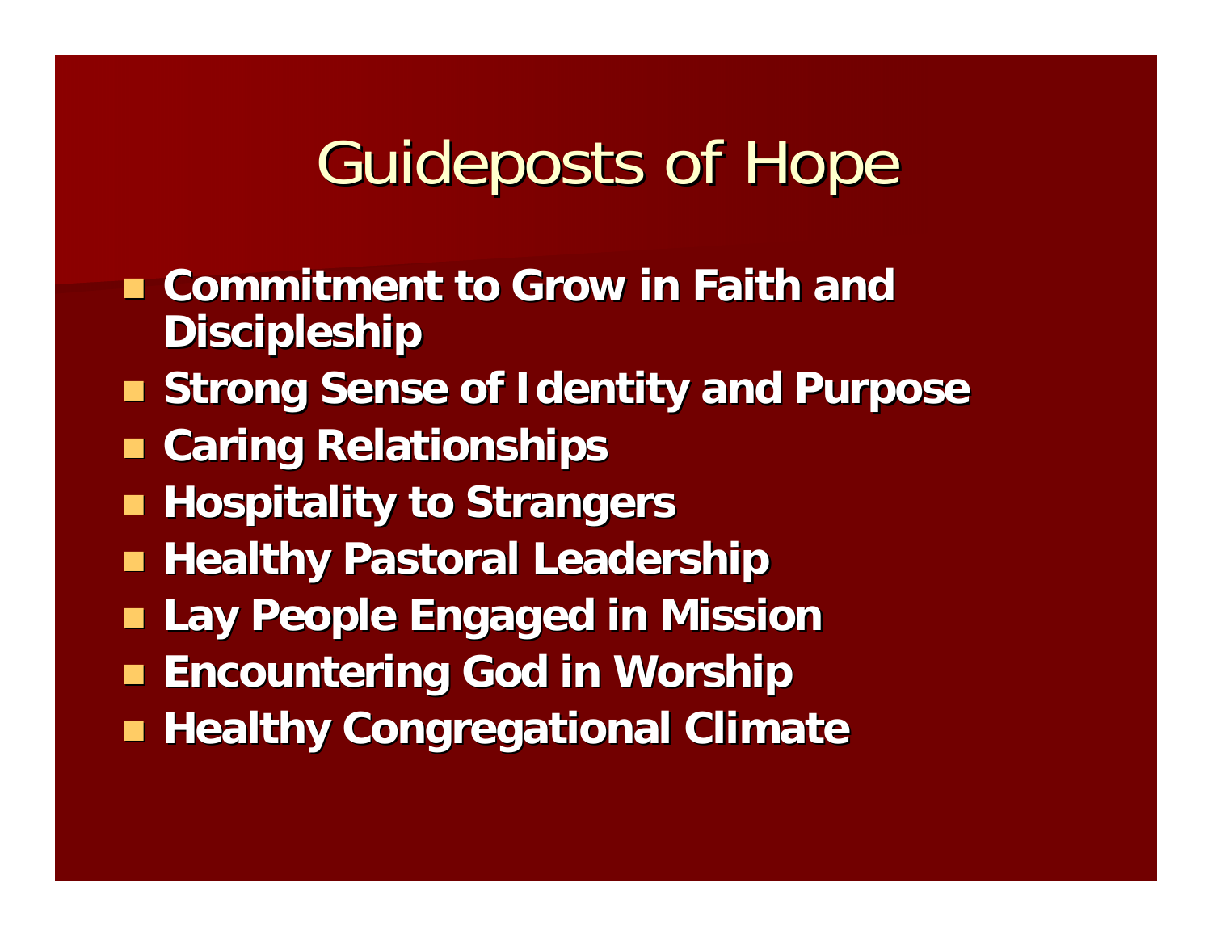# Guideposts of Hope

- **Commitment to Grow in Faith and Discipleship**
- **Strong Sense of Identity and Purpose**
- **Caring Relationships**
- **Hospitality to Strangers**
- **Healthy Pastoral Leadership**
- **Lay People Engaged in Mission**
- **Encountering God in Worship**
- **Healthy Congregational Climate**